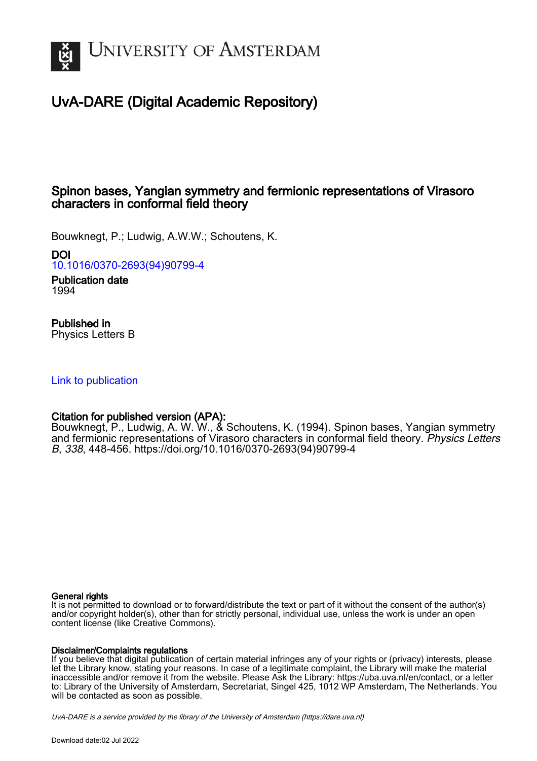# University of Amsterdam

## UvA-DARE (Digital Academic Repository)

# Spinon bases, Yangian symmetry and fermionic representations of Virasoro characters in conformal field theory

Bouwknegt, P.; Ludwig, A.W.W.; Schoutens, K.

**DOI**
10.1016/0370-2693(94)90799-4

**Publication date**
1994

**Published in**
Physics Letters B

Link to publication

**Citation for published version (APA):**
Bouwknegt, P., Ludwig, A. W. W., & Schoutens, K. (1994). Spinon bases, Yangian symmetry and fermionic representations of Virasoro characters in conformal field theory. *Physics Letters B*, *338*, 448-456. https://doi.org/10.1016/0370-2693(94)90799-4

**General rights**
It is not permitted to download or to forward/distribute the text or part of it without the consent of the author(s) and/or copyright holder(s), other than for strictly personal, individual use, unless the work is under an open content license (like Creative Commons).

**Disclaimer/Complaints regulations**
If you believe that digital publication of certain material infringes any of your rights or (privacy) interests, please let the Library know, stating your reasons. In case of a legitimate complaint, the Library will make the material inaccessible and/or remove it from the website. Please Ask the Library: https://uba.uva.nl/en/contact, or a letter to: Library of the University of Amsterdam, Secretariat, Singel 425, 1012 WP Amsterdam, The Netherlands. You will be contacted as soon as possible.

*UvA-DARE is a service provided by the library of the University of Amsterdam (https://dare.uva.nl)*

Download date:02 Jul 2022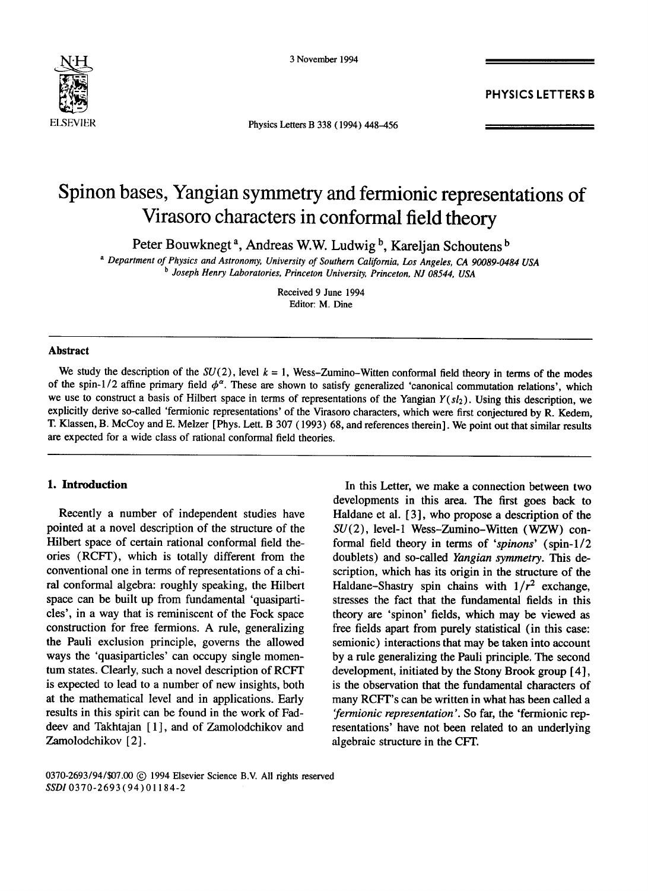# Spinon bases, Yangian symmetry and fermionic representations of Virasoro characters in conformal field theory

Peter Bouwknegt [a], Andreas W.W. Ludwig [b], Kareljan Schoutens [b]

[a] *Department of Physics and Astronomy, University of Southern California, Los Angeles, CA 90089-0484 USA*
[b] *Joseph Henry Laboratories, Princeton University, Princeton, NJ 08544, USA*

Received 9 June 1994
Editor: M. Dine

## Abstract

We study the description of the $SU(2)$, level $k = 1$, Wess-Zumino-Witten conformal field theory in terms of the modes of the spin-1/2 affine primary field $\phi^a$. These are shown to satisfy generalized 'canonical commutation relations', which we use to construct a basis of Hilbert space in terms of representations of the Yangian $Y(sl_2)$. Using this description, we explicitly derive so-called 'fermionic representations' of the Virasoro characters, which were first conjectured by R. Kedem, T. Klassen, B. McCoy and E. Melzer [Phys. Lett. B 307 (1993) 68, and references therein]. We point out that similar results are expected for a wide class of rational conformal field theories.

## 1. Introduction

Recently a number of independent studies have pointed at a novel description of the structure of the Hilbert space of certain rational conformal field theories (RCFT), which is totally different from the conventional one in terms of representations of a chiral conformal algebra: roughly speaking, the Hilbert space can be built up from fundamental 'quasiparticles', in a way that is reminiscent of the Fock space construction for free fermions. A rule, generalizing the Pauli exclusion principle, governs the allowed ways the 'quasiparticles' can occupy single momentum states. Clearly, such a novel description of RCFT is expected to lead to a number of new insights, both at the mathematical level and in applications. Early results in this spirit can be found in the work of Faddeev and Takhtajan [1], and of Zamolodchikov and Zamolodchikov [2].

In this Letter, we make a connection between two developments in this area. The first goes back to Haldane et al. [3], who propose a description of the $SU(2)$, level-1 Wess-Zumino-Witten (WZW) conformal field theory in terms of *'spinons'* (spin-1/2 doublets) and so-called *Yangian symmetry*. This description, which has its origin in the structure of the Haldane-Shastry spin chains with $1/r^2$ exchange, stresses the fact that the fundamental fields in this theory are 'spinon' fields, which may be viewed as free fields apart from purely statistical (in this case: semionic) interactions that may be taken into account by a rule generalizing the Pauli principle. The second development, initiated by the Stony Brook group [4], is the observation that the fundamental characters of many RCFT's can be written in what has been called a *'fermionic representation'*. So far, the 'fermionic representations' have not been related to an underlying algebraic structure in the CFT.

0370-2693/94/$07.00 © 1994 Elsevier Science B.V. All rights reserved
SSDI 0370-2693(94)01184-2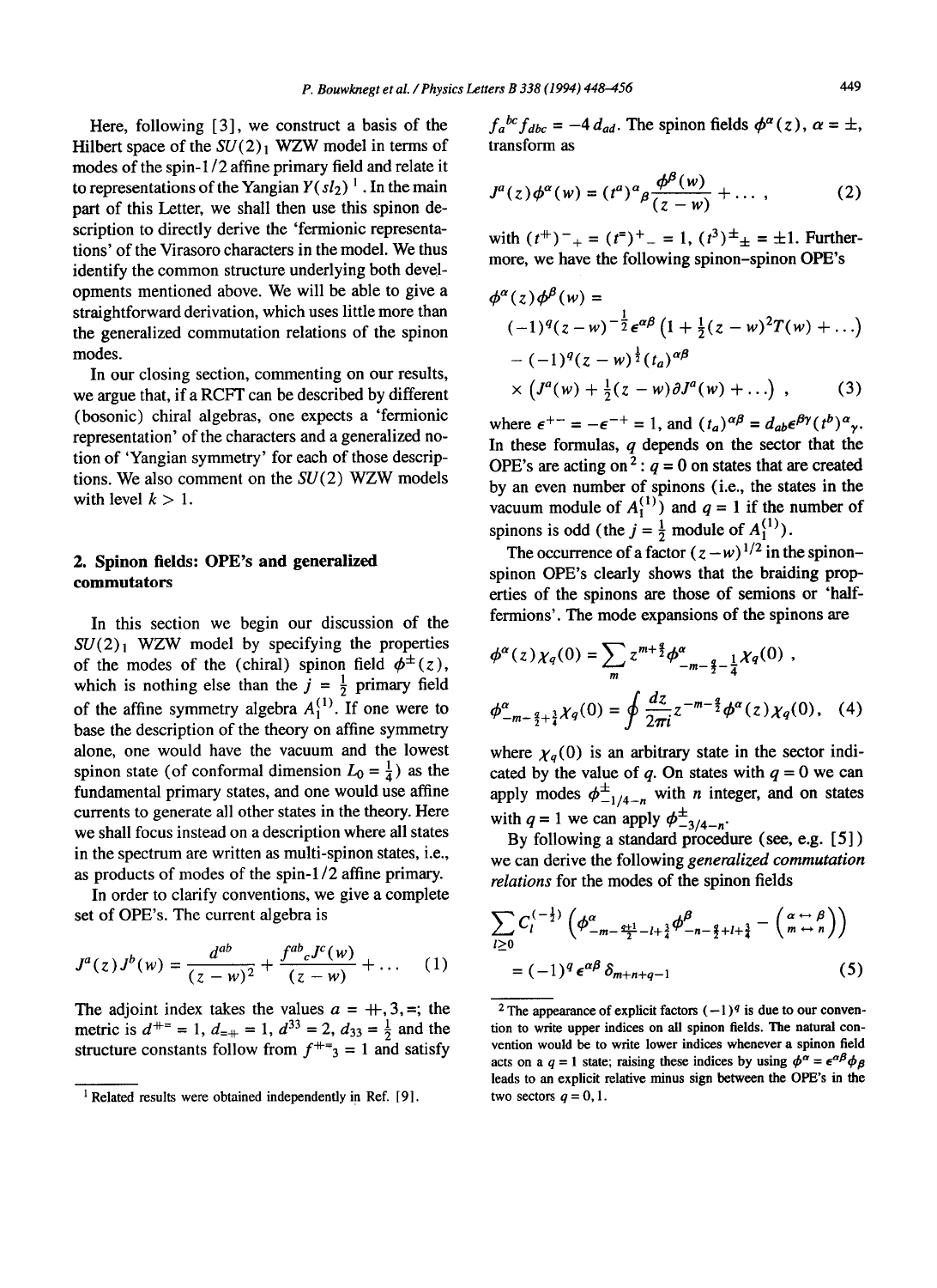Here, following [3], we construct a basis of the Hilbert space of the $SU(2)_1$ WZW model in terms of modes of the spin-1/2 affine primary field and relate it to representations of the Yangian $Y(sl_2)$ [1]. In the main part of this Letter, we shall then use this spinon description to directly derive the 'fermionic representations' of the Virasoro characters in the model. We thus identify the common structure underlying both developments mentioned above. We will be able to give a straightforward derivation, which uses little more than the generalized commutation relations of the spinon modes.

In our closing section, commenting on our results, we argue that, if a RCFT can be described by different (bosonic) chiral algebras, one expects a 'fermionic representation' of the characters and a generalized notion of 'Yangian symmetry' for each of those descriptions. We also comment on the $SU(2)$ WZW models with level $k > 1$.

## 2. Spinon fields: OPE's and generalized commutators

In this section we begin our discussion of the $SU(2)_1$ WZW model by specifying the properties of the modes of the (chiral) spinon field $\phi^{\pm}(z)$, which is nothing else than the $j = \frac{1}{2}$ primary field of the affine symmetry algebra $A_1^{(1)}$. If one were to base the description of the theory on affine symmetry alone, one would have the vacuum and the lowest spinon state (of conformal dimension $L_0 = \frac{1}{4}$) as the fundamental primary states, and one would use affine currents to generate all other states in the theory. Here we shall focus instead on a description where all states in the spectrum are written as multi-spinon states, i.e., as products of modes of the spin-1/2 affine primary.

In order to clarify conventions, we give a complete set of OPE's. The current algebra is

$$J^a(z)J^b(w) = \frac{d^{ab}}{(z-w)^2} + \frac{f^{ab}{}_c J^c(w)}{(z-w)} + \dots \quad (1)$$

The adjoint index takes the values $a = +\!\!+, 3, =$; the metric is $d^{+\!\!+=} = 1$, $d_{=+\!\!+} = 1$, $d^{33} = 2$, $d_{33} = \frac{1}{2}$ and the structure constants follow from $f^{+\!\!+=}{}_3 = 1$ and satisfy $f_a{}^{bc} f_{dbc} = -4\, d_{ad}$. The spinon fields $\phi^\alpha(z)$, $\alpha = \pm$, transform as

$$J^a(z)\phi^\alpha(w) = (t^a)^\alpha{}_\beta \frac{\phi^\beta(w)}{(z-w)} + \dots , \quad (2)$$

with $(t^{+\!\!+})^-{}_+ = (t^=)^+{}_- = 1$, $(t^3)^\pm{}_\pm = \pm 1$. Furthermore, we have the following spinon–spinon OPE's

$$\begin{aligned}
\phi^\alpha(z)\phi^\beta(w) = {} & (-1)^q (z-w)^{-\frac{1}{2}} \epsilon^{\alpha\beta} \left(1 + \tfrac{1}{2}(z-w)^2 T(w) + \dots\right) \\
& - (-1)^q (z-w)^{\frac{1}{2}} (t_a)^{\alpha\beta} \\
& \times \left(J^a(w) + \tfrac{1}{2}(z-w)\partial J^a(w) + \dots\right) ,
\end{aligned} \quad (3)$$

where $\epsilon^{+-} = -\epsilon^{-+} = 1$, and $(t_a)^{\alpha\beta} = d_{ab}\epsilon^{\beta\gamma}(t^b)^\alpha{}_\gamma$. In these formulas, $q$ depends on the sector that the OPE's are acting on [2]: $q = 0$ on states that are created by an even number of spinons (i.e., the states in the vacuum module of $A_1^{(1)}$) and $q = 1$ if the number of spinons is odd (the $j = \frac{1}{2}$ module of $A_1^{(1)}$).

The occurrence of a factor $(z-w)^{1/2}$ in the spinon–spinon OPE's clearly shows that the braiding properties of the spinons are those of semions or 'half-fermions'. The mode expansions of the spinons are

$$\begin{aligned}
\phi^\alpha(z)\chi_q(0) &= \sum_m z^{m+\frac{q}{2}} \phi^\alpha_{-m-\frac{q}{2}-\frac{1}{4}} \chi_q(0) , \\
\phi^\alpha_{-m-\frac{q}{2}+\frac{1}{4}} \chi_q(0) &= \oint \frac{dz}{2\pi i} z^{-m-\frac{q}{2}} \phi^\alpha(z)\chi_q(0),
\end{aligned} \quad (4)$$

where $\chi_q(0)$ is an arbitrary state in the sector indicated by the value of $q$. On states with $q = 0$ we can apply modes $\phi^\pm_{-1/4-n}$ with $n$ integer, and on states with $q = 1$ we can apply $\phi^\pm_{-3/4-n}$.

By following a standard procedure (see, e.g. [5]) we can derive the following *generalized commutation relations* for the modes of the spinon fields

$$\begin{aligned}
& \sum_{l \geq 0} C_l^{(-\frac{1}{2})} \left( \phi^\alpha_{-m-\frac{q+1}{2}-l+\frac{1}{4}} \phi^\beta_{-n-\frac{q}{2}+l+\frac{1}{4}} - \left( {}^{\alpha \leftrightarrow \beta}_{m \leftrightarrow n} \right) \right) \\
& = (-1)^q \epsilon^{\alpha\beta} \delta_{m+n+q-1}
\end{aligned} \quad (5)$$

---

[1] Related results were obtained independently in Ref. [9].

[2] The appearance of explicit factors $(-1)^q$ is due to our convention to write upper indices on all spinon fields. The natural convention would be to write lower indices whenever a spinon field acts on a $q = 1$ state; raising these indices by using $\phi^\alpha = \epsilon^{\alpha\beta}\phi_\beta$ leads to an explicit relative minus sign between the OPE's in the two sectors $q = 0, 1$.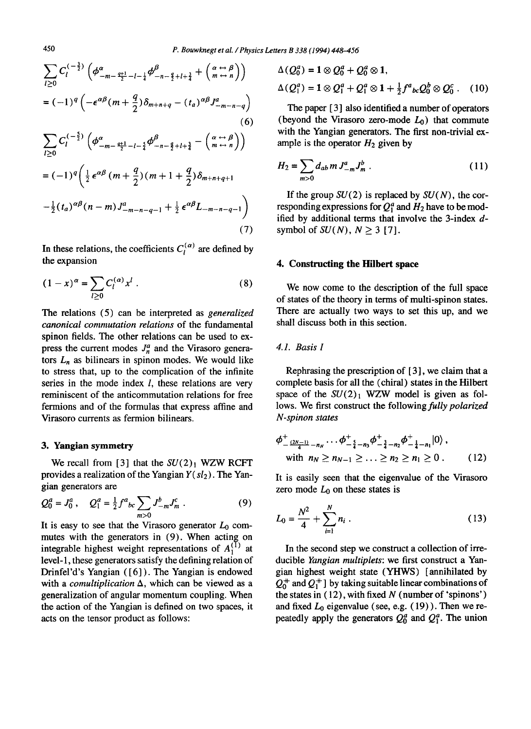$$\sum_{l\geq 0} C_l^{(-\frac{3}{2})} \left( \phi^{\alpha}_{-m-\frac{q+1}{2}-l-\frac{1}{4}} \phi^{\beta}_{-n-\frac{q}{2}+l+\frac{3}{4}} + \left( \begin{smallmatrix} \alpha \leftrightarrow \beta \\ m \leftrightarrow n \end{smallmatrix} \right) \right)$$

$$= (-1)^q \left( -\epsilon^{\alpha\beta}(m+\frac{q}{2})\delta_{m+n+q} - (t_a)^{\alpha\beta} J^a_{-m-n-q} \right) \tag{6}$$

$$\sum_{l\geq 0} C_l^{(-\frac{5}{2})} \left( \phi^{\alpha}_{-m-\frac{q+1}{2}-l-\frac{1}{4}} \phi^{\beta}_{-n-\frac{q}{2}+l+\frac{3}{4}} - \left( \begin{smallmatrix} \alpha \leftrightarrow \beta \\ m \leftrightarrow n \end{smallmatrix} \right) \right)$$

$$= (-1)^q \Big( \tfrac{1}{2}\epsilon^{\alpha\beta}(m+\frac{q}{2})(m+1+\frac{q}{2})\delta_{m+n+q+1}$$

$$- \tfrac{1}{2}(t_a)^{\alpha\beta}(n-m) J^a_{-m-n-q-1} + \tfrac{1}{2}\epsilon^{\alpha\beta} L_{-m-n-q-1} \Big) \tag{7}$$

In these relations, the coefficients $C_l^{(\alpha)}$ are defined by the expansion

$$(1-x)^{\alpha} = \sum_{l\geq 0} C_l^{(\alpha)} x^l \,. \tag{8}$$

The relations (5) can be interpreted as *generalized canonical commutation relations* of the fundamental spinon fields. The other relations can be used to express the current modes $J^a_n$ and the Virasoro generators $L_n$ as bilinears in spinon modes. We would like to stress that, up to the complication of the infinite series in the mode index $l$, these relations are very reminiscent of the anticommutation relations for free fermions and of the formulas that express affine and Virasoro currents as fermion bilinears.

## 3. Yangian symmetry

We recall from [3] that the $SU(2)_1$ WZW RCFT provides a realization of the Yangian $Y(sl_2)$. The Yangian generators are

$$Q_0^a = J_0^a \,, \quad Q_1^a = \tfrac{1}{2} f^a{}_{bc} \sum_{m>0} J^b_{-m} J^c_m \,. \tag{9}$$

It is easy to see that the Virasoro generator $L_0$ commutes with the generators in (9). When acting on integrable highest weight representations of $A_1^{(1)}$ at level-1, these generators satisfy the defining relation of Drinfel'd's Yangian ([6]). The Yangian is endowed with a *comultiplication* $\Delta$, which can be viewed as a generalization of angular momentum coupling. When the action of the Yangian is defined on two spaces, it acts on the tensor product as follows:

$$\Delta(Q_0^a) = \mathbf{1}\otimes Q_0^a + Q_0^a \otimes \mathbf{1} \,,$$

$$\Delta(Q_1^a) = \mathbf{1}\otimes Q_1^a + Q_1^a \otimes \mathbf{1} + \tfrac{1}{2} f^a{}_{bc} Q_0^b \otimes Q_0^c \,. \tag{10}$$

The paper [3] also identified a number of operators (beyond the Virasoro zero-mode $L_0$) that commute with the Yangian generators. The first non-trivial example is the operator $H_2$ given by

$$H_2 = \sum_{m>0} d_{ab}\, m\, J^a_{-m} J^b_m \,. \tag{11}$$

If the group $SU(2)$ is replaced by $SU(N)$, the corresponding expressions for $Q_1^a$ and $H_2$ have to be modified by additional terms that involve the 3-index $d$-symbol of $SU(N)$, $N \geq 3$ [7].

## 4. Constructing the Hilbert space

We now come to the description of the full space of states of the theory in terms of multi-spinon states. There are actually two ways to set this up, and we shall discuss both in this section.

### 4.1. Basis I

Rephrasing the prescription of [3], we claim that a complete basis for all the (chiral) states in the Hilbert space of the $SU(2)_1$ WZW model is given as follows. We first construct the following *fully polarized* $N$*-spinon states*

$$\phi^+_{-\frac{(2N-1)}{4}-n_N} \cdots \phi^+_{-\frac{5}{4}-n_3} \phi^+_{-\frac{3}{4}-n_2} \phi^+_{-\frac{1}{4}-n_1} |0\rangle \,,$$

$$\text{with } n_N \geq n_{N-1} \geq \ldots \geq n_2 \geq n_1 \geq 0 \,. \tag{12}$$

It is easily seen that the eigenvalue of the Virasoro zero mode $L_0$ on these states is

$$L_0 = \frac{N^2}{4} + \sum_{i=1}^{N} n_i \,. \tag{13}$$

In the second step we construct a collection of irreducible *Yangian multiplets*: we first construct a Yangian highest weight state (YHWS) [annihilated by $Q_0^+$ and $Q_1^+$] by taking suitable linear combinations of the states in (12), with fixed $N$ (number of 'spinons') and fixed $L_0$ eigenvalue (see, e.g. (19)). Then we repeatedly apply the generators $Q_0^a$ and $Q_1^a$. The union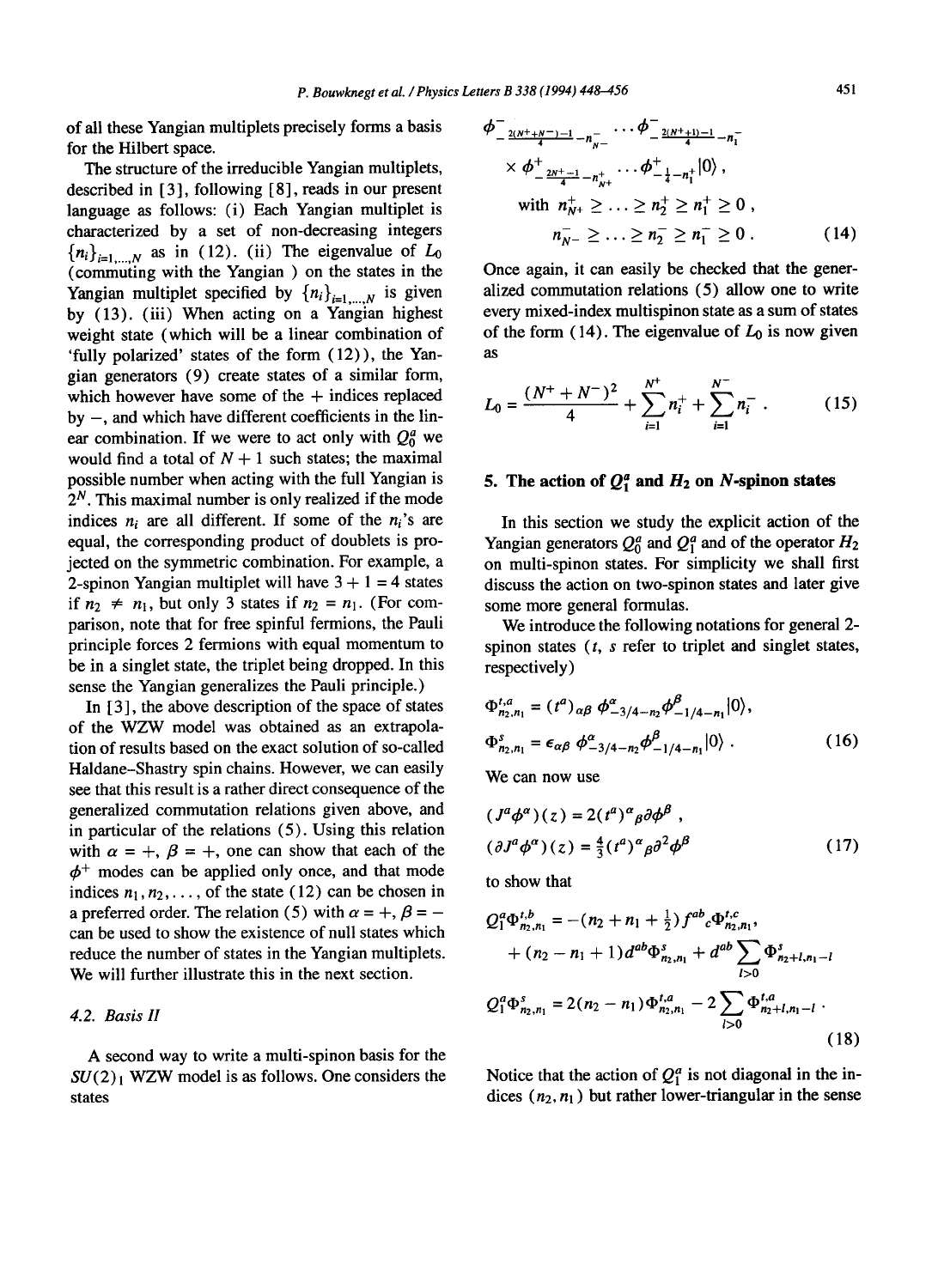of all these Yangian multiplets precisely forms a basis for the Hilbert space.

The structure of the irreducible Yangian multiplets, described in [3], following [8], reads in our present language as follows: (i) Each Yangian multiplet is characterized by a set of non-decreasing integers $\{n_i\}_{i=1,\ldots,N}$ as in (12). (ii) The eigenvalue of $L_0$ (commuting with the Yangian ) on the states in the Yangian multiplet specified by $\{n_i\}_{i=1,\ldots,N}$ is given by (13). (iii) When acting on a Yangian highest weight state (which will be a linear combination of 'fully polarized' states of the form (12)), the Yangian generators (9) create states of a similar form, which however have some of the + indices replaced by −, and which have different coefficients in the linear combination. If we were to act only with $Q_0^a$ we would find a total of $N+1$ such states; the maximal possible number when acting with the full Yangian is $2^N$. This maximal number is only realized if the mode indices $n_i$ are all different. If some of the $n_i$'s are equal, the corresponding product of doublets is projected on the symmetric combination. For example, a 2-spinon Yangian multiplet will have $3+1=4$ states if $n_2 \neq n_1$, but only 3 states if $n_2 = n_1$. (For comparison, note that for free spinful fermions, the Pauli principle forces 2 fermions with equal momentum to be in a singlet state, the triplet being dropped. In this sense the Yangian generalizes the Pauli principle.)

In [3], the above description of the space of states of the WZW model was obtained as an extrapolation of results based on the exact solution of so-called Haldane–Shastry spin chains. However, we can easily see that this result is a rather direct consequence of the generalized commutation relations given above, and in particular of the relations (5). Using this relation with $\alpha=+$, $\beta=+$, one can show that each of the $\phi^+$ modes can be applied only once, and that mode indices $n_1, n_2, \ldots$, of the state (12) can be chosen in a preferred order. The relation (5) with $\alpha=+$, $\beta=-$ can be used to show the existence of null states which reduce the number of states in the Yangian multiplets. We will further illustrate this in the next section.

### 4.2. Basis II

A second way to write a multi-spinon basis for the $SU(2)_1$ WZW model is as follows. One considers the states

$$
\begin{aligned}
&\phi^-_{-\frac{2(N^++N^-)-1}{4}-n^-_{N^-}} \cdots \phi^-_{-\frac{2(N^++1)-1}{4}-n^-_1} \\
&\times \phi^+_{-\frac{2N^+-1}{4}-n^+_{N^+}} \cdots \phi^+_{-\frac{1}{4}-n^+_1}|0\rangle , \\
&\text{with } n^+_{N^+} \geq \ldots \geq n^+_2 \geq n^+_1 \geq 0 , \\
&\qquad n^-_{N^-} \geq \ldots \geq n^-_2 \geq n^-_1 \geq 0 .
\end{aligned} \tag{14}
$$

Once again, it can easily be checked that the generalized commutation relations (5) allow one to write every mixed-index multispinon state as a sum of states of the form (14). The eigenvalue of $L_0$ is now given as

$$
L_0 = \frac{(N^+ + N^-)^2}{4} + \sum_{i=1}^{N^+} n_i^+ + \sum_{i=1}^{N^-} n_i^- . \tag{15}
$$

## 5. The action of $Q_1^a$ and $H_2$ on $N$-spinon states

In this section we study the explicit action of the Yangian generators $Q_0^a$ and $Q_1^a$ and of the operator $H_2$ on multi-spinon states. For simplicity we shall first discuss the action on two-spinon states and later give some more general formulas.

We introduce the following notations for general 2-spinon states ($t$, $s$ refer to triplet and singlet states, respectively)

$$
\begin{aligned}
\Phi^{t,a}_{n_2,n_1} &= (t^a)_{\alpha\beta}\, \phi^\alpha_{-3/4-n_2}\phi^\beta_{-1/4-n_1}|0\rangle, \\
\Phi^{s}_{n_2,n_1} &= \epsilon_{\alpha\beta}\, \phi^\alpha_{-3/4-n_2}\phi^\beta_{-1/4-n_1}|0\rangle .
\end{aligned} \tag{16}
$$

We can now use

$$
\begin{aligned}
(J^a\phi^\alpha)(z) &= 2(t^a)^\alpha{}_\beta \partial\phi^\beta , \\
(\partial J^a\phi^\alpha)(z) &= \tfrac{4}{3}(t^a)^\alpha{}_\beta \partial^2\phi^\beta
\end{aligned} \tag{17}
$$

to show that

$$
\begin{aligned}
Q_1^a\Phi^{t,b}_{n_2,n_1} &= -(n_2+n_1+\tfrac{1}{2}) f^{ab}{}_c \Phi^{t,c}_{n_2,n_1}, \\
&\quad + (n_2-n_1+1) d^{ab}\Phi^s_{n_2,n_1} + d^{ab}\sum_{l>0}\Phi^s_{n_2+l,n_1-l} \\
Q_1^a\Phi^s_{n_2,n_1} &= 2(n_2-n_1)\Phi^{t,a}_{n_2,n_1} - 2\sum_{l>0}\Phi^{t,a}_{n_2+l,n_1-l} .
\end{aligned} \tag{18}
$$

Notice that the action of $Q_1^a$ is not diagonal in the indices $(n_2, n_1)$ but rather lower-triangular in the sense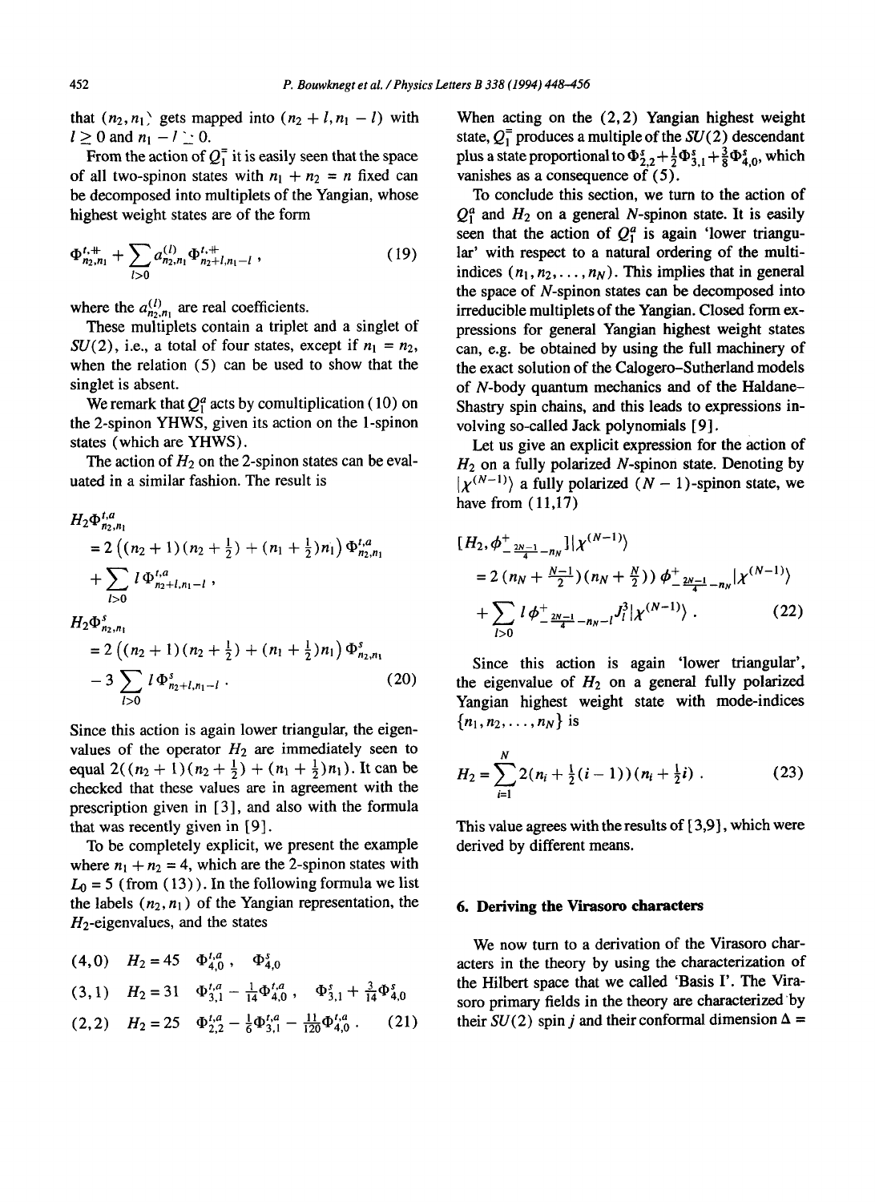that $(n_2, n_1)$ gets mapped into $(n_2 + l, n_1 - l)$ with $l \geq 0$ and $n_1 - l \geq 0$.

From the action of $Q_1^-$ it is easily seen that the space of all two-spinon states with $n_1 + n_2 = n$ fixed can be decomposed into multiplets of the Yangian, whose highest weight states are of the form

$$\Phi^{t,+}_{n_2,n_1} + \sum_{l>0} a^{(l)}_{n_2,n_1} \Phi^{t,+}_{n_2+l,n_1-l} \,, \tag{19}$$

where the $a^{(l)}_{n_2,n_1}$ are real coefficients.

These multiplets contain a triplet and a singlet of $SU(2)$, i.e., a total of four states, except if $n_1 = n_2$, when the relation (5) can be used to show that the singlet is absent.

We remark that $Q_1^a$ acts by comultiplication (10) on the 2-spinon YHWS, given its action on the 1-spinon states (which are YHWS).

The action of $H_2$ on the 2-spinon states can be evaluated in a similar fashion. The result is

$$\begin{aligned}
H_2 \Phi^{t,a}_{n_2,n_1} &= 2\left((n_2+1)(n_2+\tfrac{1}{2}) + (n_1+\tfrac{1}{2})n_1\right)\Phi^{t,a}_{n_2,n_1} \\
&\quad + \sum_{l>0} l\, \Phi^{t,a}_{n_2+l,n_1-l} \,, \\
H_2 \Phi^{s}_{n_2,n_1} &= 2\left((n_2+1)(n_2+\tfrac{1}{2}) + (n_1+\tfrac{1}{2})n_1\right)\Phi^{s}_{n_2,n_1} \\
&\quad - 3\sum_{l>0} l\, \Phi^{s}_{n_2+l,n_1-l} \,.
\end{aligned} \tag{20}$$

Since this action is again lower triangular, the eigenvalues of the operator $H_2$ are immediately seen to equal $2((n_2+1)(n_2+\frac{1}{2}) + (n_1+\frac{1}{2})n_1)$. It can be checked that these values are in agreement with the prescription given in [3], and also with the formula that was recently given in [9].

To be completely explicit, we present the example where $n_1 + n_2 = 4$, which are the 2-spinon states with $L_0 = 5$ (from (13)). In the following formula we list the labels $(n_2, n_1)$ of the Yangian representation, the $H_2$-eigenvalues, and the states

$$\begin{array}{lll}
(4,0) & H_2 = 45 & \Phi^{t,a}_{4,0}\,, \quad \Phi^{s}_{4,0} \\
(3,1) & H_2 = 31 & \Phi^{t,a}_{3,1} - \frac{1}{14}\Phi^{t,a}_{4,0}\,, \quad \Phi^{s}_{3,1} + \frac{3}{14}\Phi^{s}_{4,0} \\
(2,2) & H_2 = 25 & \Phi^{t,a}_{2,2} - \frac{1}{6}\Phi^{t,a}_{3,1} - \frac{11}{120}\Phi^{t,a}_{4,0}\,.
\end{array} \tag{21}$$

When acting on the $(2,2)$ Yangian highest weight state, $Q_1^-$ produces a multiple of the $SU(2)$ descendant plus a state proportional to $\Phi^s_{2,2} + \frac{1}{2}\Phi^s_{3,1} + \frac{3}{8}\Phi^s_{4,0}$, which vanishes as a consequence of (5).

To conclude this section, we turn to the action of $Q_1^a$ and $H_2$ on a general $N$-spinon state. It is easily seen that the action of $Q_1^a$ is again 'lower triangular' with respect to a natural ordering of the multi-indices $(n_1, n_2, \ldots, n_N)$. This implies that in general the space of $N$-spinon states can be decomposed into irreducible multiplets of the Yangian. Closed form expressions for general Yangian highest weight states can, e.g. be obtained by using the full machinery of the exact solution of the Calogero–Sutherland models of $N$-body quantum mechanics and of the Haldane–Shastry spin chains, and this leads to expressions involving so-called Jack polynomials [9].

Let us give an explicit expression for the action of $H_2$ on a fully polarized $N$-spinon state. Denoting by $|\chi^{(N-1)}\rangle$ a fully polarized $(N-1)$-spinon state, we have from (11,17)

$$\begin{aligned}
&[H_2, \phi^+_{-\frac{2N-1}{4}-n_N}]|\chi^{(N-1)}\rangle \\
&\quad = 2\left(n_N + \tfrac{N-1}{2}\right)\left(n_N + \tfrac{N}{2}\right)\phi^+_{-\frac{2N-1}{4}-n_N}|\chi^{(N-1)}\rangle \\
&\quad\quad + \sum_{l>0} l\, \phi^+_{-\frac{2N-1}{4}-n_N-l} J^3_l |\chi^{(N-1)}\rangle \,.
\end{aligned} \tag{22}$$

Since this action is again 'lower triangular', the eigenvalue of $H_2$ on a general fully polarized Yangian highest weight state with mode-indices $\{n_1, n_2, \ldots, n_N\}$ is

$$H_2 = \sum_{i=1}^{N} 2\left(n_i + \tfrac{1}{2}(i-1)\right)\left(n_i + \tfrac{1}{2}i\right) . \tag{23}$$

This value agrees with the results of [3,9], which were derived by different means.

## 6. Deriving the Virasoro characters

We now turn to a derivation of the Virasoro characters in the theory by using the characterization of the Hilbert space that we called 'Basis I'. The Virasoro primary fields in the theory are characterized by their $SU(2)$ spin $j$ and their conformal dimension $\Delta =$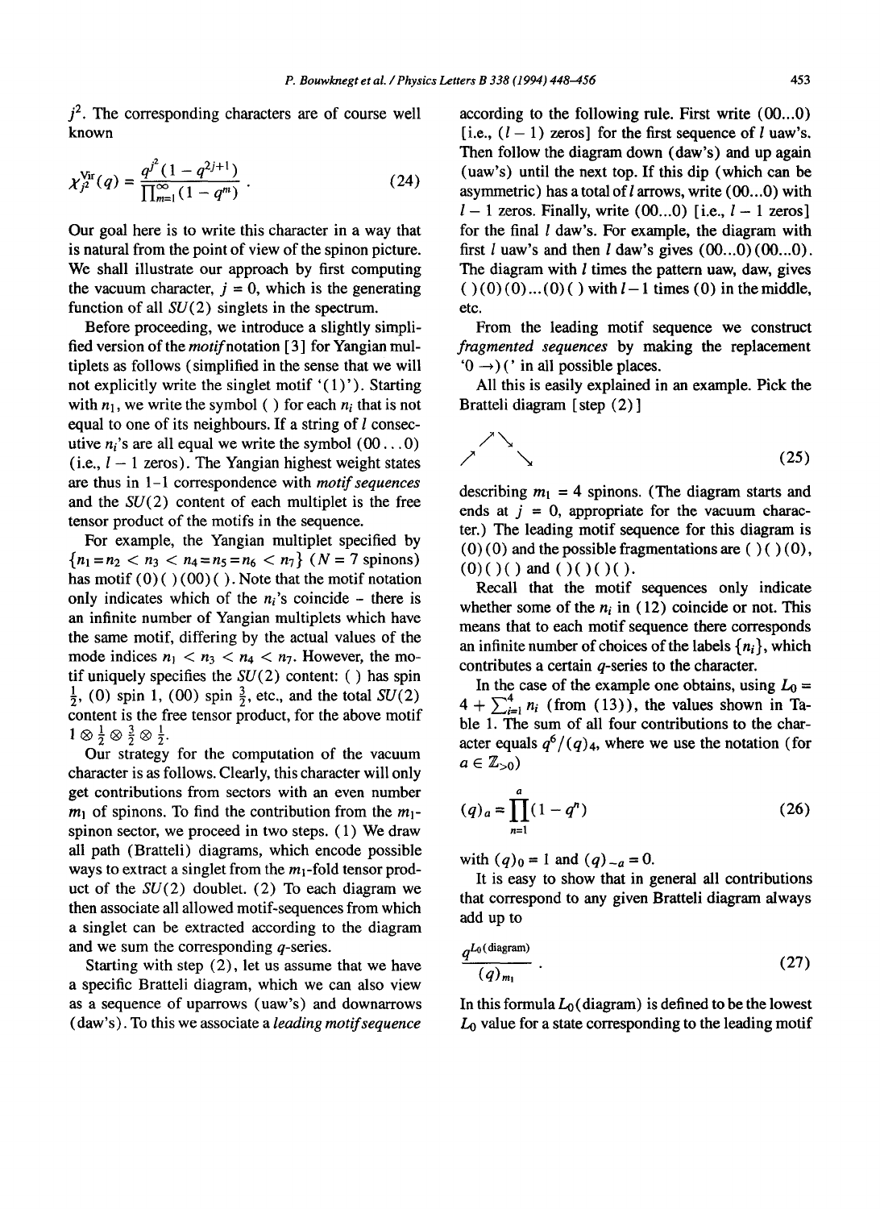$j^2$. The corresponding characters are of course well known

$$\chi_{j^2}^{\rm Vir}(q) = \frac{q^{j^2}(1-q^{2j+1})}{\prod_{m=1}^{\infty}(1-q^m)} . \tag{24}$$

Our goal here is to write this character in a way that is natural from the point of view of the spinon picture. We shall illustrate our approach by first computing the vacuum character, $j = 0$, which is the generating function of all $SU(2)$ singlets in the spectrum.

Before proceeding, we introduce a slightly simplified version of the *motif* notation [3] for Yangian multiplets as follows (simplified in the sense that we will not explicitly write the singlet motif '(1)'). Starting with $n_1$, we write the symbol ( ) for each $n_i$ that is not equal to one of its neighbours. If a string of $l$ consecutive $n_i$'s are all equal we write the symbol (00...0) (i.e., $l-1$ zeros). The Yangian highest weight states are thus in 1-1 correspondence with *motif sequences* and the $SU(2)$ content of each multiplet is the free tensor product of the motifs in the sequence.

For example, the Yangian multiplet specified by $\{n_1 = n_2 < n_3 < n_4 = n_5 = n_6 < n_7\}$ ($N = 7$ spinons) has motif (0)( )(00)( ). Note that the motif notation only indicates which of the $n_i$'s coincide – there is an infinite number of Yangian multiplets which have the same motif, differing by the actual values of the mode indices $n_1 < n_3 < n_4 < n_7$. However, the motif uniquely specifies the $SU(2)$ content: ( ) has spin $\frac{1}{2}$, (0) spin 1, (00) spin $\frac{3}{2}$, etc., and the total $SU(2)$ content is the free tensor product, for the above motif $1 \otimes \frac{1}{2} \otimes \frac{3}{2} \otimes \frac{1}{2}$.

Our strategy for the computation of the vacuum character is as follows. Clearly, this character will only get contributions from sectors with an even number $m_1$ of spinons. To find the contribution from the $m_1$-spinon sector, we proceed in two steps. (1) We draw all path (Bratteli) diagrams, which encode possible ways to extract a singlet from the $m_1$-fold tensor product of the $SU(2)$ doublet. (2) To each diagram we then associate all allowed motif-sequences from which a singlet can be extracted according to the diagram and we sum the corresponding $q$-series.

Starting with step (2), let us assume that we have a specific Bratteli diagram, which we can also view as a sequence of uparrows (uaw's) and downarrows (daw's). To this we associate a *leading motif sequence* according to the following rule. First write (00...0) [i.e., $(l-1)$ zeros] for the first sequence of $l$ uaw's. Then follow the diagram down (daw's) and up again (uaw's) until the next top. If this dip (which can be asymmetric) has a total of $l$ arrows, write (00...0) with $l-1$ zeros. Finally, write (00...0) [i.e., $l-1$ zeros] for the final $l$ daw's. For example, the diagram with first $l$ uaw's and then $l$ daw's gives (00...0)(00...0). The diagram with $l$ times the pattern uaw, daw, gives ( )(0)(0)...(0)( ) with $l-1$ times (0) in the middle, etc.

From the leading motif sequence we construct *fragmented sequences* by making the replacement '0 →)(' in all possible places.

All this is easily explained in an example. Pick the Bratteli diagram [step (2)]

$$\nearrow\searrow\!\!\!\!\!\nearrow\quad\searrow \tag{25}$$

describing $m_1 = 4$ spinons. (The diagram starts and ends at $j = 0$, appropriate for the vacuum character.) The leading motif sequence for this diagram is (0)(0) and the possible fragmentations are ( )( )(0), (0)( )( ) and ( )( )( )( ).

Recall that the motif sequences only indicate whether some of the $n_i$ in (12) coincide or not. This means that to each motif sequence there corresponds an infinite number of choices of the labels $\{n_i\}$, which contributes a certain $q$-series to the character.

In the case of the example one obtains, using $L_0 = 4 + \sum_{i=1}^{4} n_i$ (from (13)), the values shown in Table 1. The sum of all four contributions to the character equals $q^6/(q)_4$, where we use the notation (for $a \in \mathbb{Z}_{>0}$)

$$(q)_a = \prod_{n=1}^{a}(1-q^n) \tag{26}$$

with $(q)_0 = 1$ and $(q)_{-a} = 0$.

It is easy to show that in general all contributions that correspond to any given Bratteli diagram always add up to

$$\frac{q^{L_0(\text{diagram})}}{(q)_{m_1}} . \tag{27}$$

In this formula $L_0$(diagram) is defined to be the lowest $L_0$ value for a state corresponding to the leading motif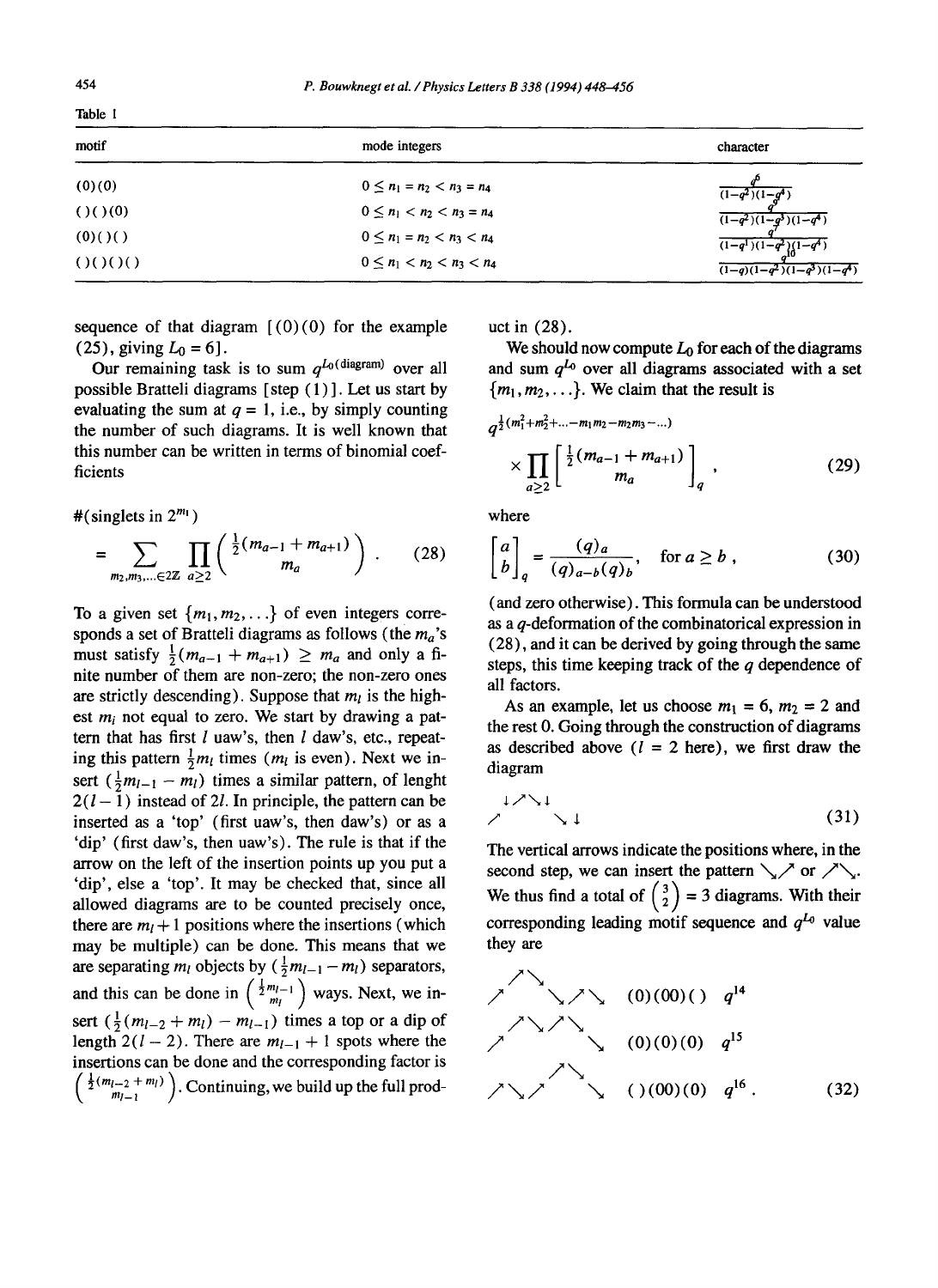Table 1

| motif | mode integers | character |
| --- | --- | --- |
| (0)(0) | $0 \leq n_1 = n_2 < n_3 = n_4$ | $\frac{q^6}{(1-q^2)(1-q^4)}$ |
| ()()(0) | $0 \leq n_1 < n_2 < n_3 = n_4$ | $\frac{q^9}{(1-q^2)(1-q^3)(1-q^4)}$ |
| (0)()() | $0 \leq n_1 = n_2 < n_3 < n_4$ | $\frac{q^7}{(1-q^1)(1-q^2)(1-q^4)}$ |
| ()()()() | $0 \leq n_1 < n_2 < n_3 < n_4$ | $\frac{q^{10}}{(1-q)(1-q^2)(1-q^3)(1-q^4)}$ |

sequence of that diagram [(0)(0) for the example (25), giving $L_0 = 6$].

Our remaining task is to sum $q^{L_0(\text{diagram})}$ over all possible Bratteli diagrams [step (1)]. Let us start by evaluating the sum at $q = 1$, i.e., by simply counting the number of such diagrams. It is well known that this number can be written in terms of binomial coefficients

$$\#(\text{singlets in } 2^{m_1}) = \sum_{m_2, m_3, \ldots \in 2\mathbb{Z}} \prod_{a \geq 2} \binom{\frac{1}{2}(m_{a-1} + m_{a+1})}{m_a} . \tag{28}$$

To a given set $\{m_1, m_2, \ldots\}$ of even integers corresponds a set of Bratteli diagrams as follows (the $m_a$'s must satisfy $\frac{1}{2}(m_{a-1} + m_{a+1}) \geq m_a$ and only a finite number of them are non-zero; the non-zero ones are strictly descending). Suppose that $m_l$ is the highest $m_i$ not equal to zero. We start by drawing a pattern that has first $l$ uaw's, then $l$ daw's, etc., repeating this pattern $\frac{1}{2}m_l$ times ($m_l$ is even). Next we insert $(\frac{1}{2}m_{l-1} - m_l)$ times a similar pattern, of lenght $2(l-1)$ instead of $2l$. In principle, the pattern can be inserted as a 'top' (first uaw's, then daw's) or as a 'dip' (first daw's, then uaw's). The rule is that if the arrow on the left of the insertion points up you put a 'dip', else a 'top'. It may be checked that, since all allowed diagrams are to be counted precisely once, there are $m_l + 1$ positions where the insertions (which may be multiple) can be done. This means that we are separating $m_l$ objects by $(\frac{1}{2}m_{l-1} - m_l)$ separators, and this can be done in $\binom{\frac{1}{2}m_{l-1}}{m_l}$ ways. Next, we insert $(\frac{1}{2}(m_{l-2} + m_l) - m_{l-1})$ times a top or a dip of length $2(l-2)$. There are $m_{l-1} + 1$ spots where the insertions can be done and the corresponding factor is $\binom{\frac{1}{2}(m_{l-2} + m_l)}{m_{l-1}}$. Continuing, we build up the full product in (28).

We should now compute $L_0$ for each of the diagrams and sum $q^{L_0}$ over all diagrams associated with a set $\{m_1, m_2, \ldots\}$. We claim that the result is

$$q^{\frac{1}{2}(m_1^2 + m_2^2 + \ldots - m_1 m_2 - m_2 m_3 - \ldots)} \times \prod_{a \geq 2} \begin{bmatrix} \frac{1}{2}(m_{a-1} + m_{a+1}) \\ m_a \end{bmatrix}_q , \tag{29}$$

where

$$\begin{bmatrix} a \\ b \end{bmatrix}_q = \frac{(q)_a}{(q)_{a-b}(q)_b}, \quad \text{for } a \geq b , \tag{30}$$

(and zero otherwise). This formula can be understood as a $q$-deformation of the combinatorical expression in (28), and it can be derived by going through the same steps, this time keeping track of the $q$ dependence of all factors.

As an example, let us choose $m_1 = 6$, $m_2 = 2$ and the rest 0. Going through the construction of diagrams as described above ($l = 2$ here), we first draw the diagram

$$\begin{matrix} \downarrow \nearrow \searrow \downarrow \\ \nearrow \qquad \searrow \downarrow \end{matrix} \tag{31}$$

The vertical arrows indicate the positions where, in the second step, we can insert the pattern $\searrow\nearrow$ or $\nearrow\searrow$. We thus find a total of $\binom{3}{2} = 3$ diagrams. With their corresponding leading motif sequence and $q^{L_0}$ value they are

$$\begin{matrix} \nearrow\searrow\searrow\nearrow\searrow & (0)(00)() & q^{14} \\ \nearrow\nearrow\searrow\nearrow\searrow\searrow & (0)(0)(0) & q^{15} \\ \nearrow\searrow\nearrow\nearrow\searrow\searrow & ()(00)(0) & q^{16} . \end{matrix} \tag{32}$$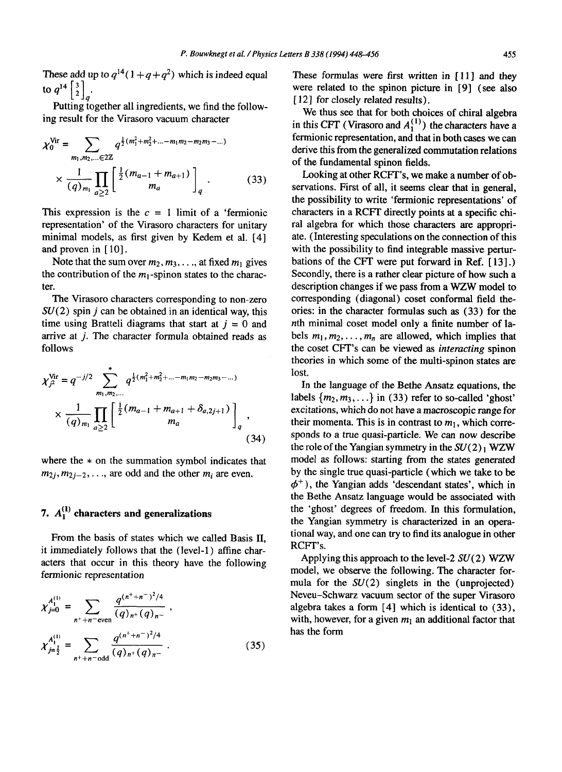These add up to $q^{14}(1+q+q^2)$ which is indeed equal to $q^{14}\begin{bmatrix}3\\2\end{bmatrix}_q$.

Putting together all ingredients, we find the following result for the Virasoro vacuum character

$$\chi_0^{\rm Vir} = \sum_{m_1,m_2,\ldots\in 2\mathbb{Z}} q^{\frac{1}{2}(m_1^2+m_2^2+\ldots-m_1m_2-m_2m_3-\ldots)} \times \frac{1}{(q)_{m_1}} \prod_{a\geq 2} \begin{bmatrix} \frac{1}{2}(m_{a-1}+m_{a+1}) \\ m_a \end{bmatrix}_q . \tag{33}$$

This expression is the $c=1$ limit of a 'fermionic representation' of the Virasoro characters for unitary minimal models, as first given by Kedem et al. [4] and proven in [10].

Note that the sum over $m_2, m_3, \ldots$, at fixed $m_1$ gives the contribution of the $m_1$-spinon states to the character.

The Virasoro characters corresponding to non-zero $SU(2)$ spin $j$ can be obtained in an identical way, this time using Bratteli diagrams that start at $j=0$ and arrive at $j$. The character formula obtained reads as follows

$$\chi_{j^2}^{\rm Vir} = q^{-j/2} \sum_{m_1,m_2,\ldots}^{*} q^{\frac{1}{2}(m_1^2+m_2^2+\ldots-m_1m_2-m_2m_3-\ldots)} \times \frac{1}{(q)_{m_1}} \prod_{a\geq 2} \begin{bmatrix} \frac{1}{2}(m_{a-1}+m_{a+1}+\delta_{a,2j+1}) \\ m_a \end{bmatrix}_q , \tag{34}$$

where the $*$ on the summation symbol indicates that $m_{2j}, m_{2j-2}, \ldots$, are odd and the other $m_i$ are even.

## 7. $A_1^{(1)}$ characters and generalizations

From the basis of states which we called Basis II, it immediately follows that the (level-1) affine characters that occur in this theory have the following fermionic representation

$$\chi_{j=0}^{A_1^{(1)}} = \sum_{n^++n^-\,\text{even}} \frac{q^{(n^++n^-)^2/4}}{(q)_{n^+}(q)_{n^-}} ,$$

$$\chi_{j=\frac{1}{2}}^{A_1^{(1)}} = \sum_{n^++n^-\,\text{odd}} \frac{q^{(n^++n^-)^2/4}}{(q)_{n^+}(q)_{n^-}} . \tag{35}$$

These formulas were first written in [11] and they were related to the spinon picture in [9] (see also [12] for closely related results).

We thus see that for both choices of chiral algebra in this CFT (Virasoro and $A_1^{(1)}$) the characters have a fermionic representation, and that in both cases we can derive this from the generalized commutation relations of the fundamental spinon fields.

Looking at other RCFT's, we make a number of observations. First of all, it seems clear that in general, the possibility to write 'fermionic representations' of characters in a RCFT directly points at a specific chiral algebra for which those characters are appropriate. (Interesting speculations on the connection of this with the possibility to find integrable massive perturbations of the CFT were put forward in Ref. [13].) Secondly, there is a rather clear picture of how such a description changes if we pass from a WZW model to corresponding (diagonal) coset conformal field theories: in the character formulas such as (33) for the $n$th minimal coset model only a finite number of labels $m_1, m_2, \ldots, m_n$ are allowed, which implies that the coset CFT's can be viewed as *interacting* spinon theories in which some of the multi-spinon states are lost.

In the language of the Bethe Ansatz equations, the labels $\{m_2, m_3, \ldots\}$ in (33) refer to so-called 'ghost' excitations, which do not have a macroscopic range for their momenta. This is in contrast to $m_1$, which corresponds to a true quasi-particle. We can now describe the role of the Yangian symmetry in the $SU(2)_1$ WZW model as follows: starting from the states generated by the single true quasi-particle (which we take to be $\phi^+$), the Yangian adds 'descendant states', which in the Bethe Ansatz language would be associated with the 'ghost' degrees of freedom. In this formulation, the Yangian symmetry is characterized in an operational way, and one can try to find its analogue in other RCFT's.

Applying this approach to the level-2 $SU(2)$ WZW model, we observe the following. The character formula for the $SU(2)$ singlets in the (unprojected) Neveu–Schwarz vacuum sector of the super Virasoro algebra takes a form [4] which is identical to (33), with, however, for a given $m_1$ an additional factor that has the form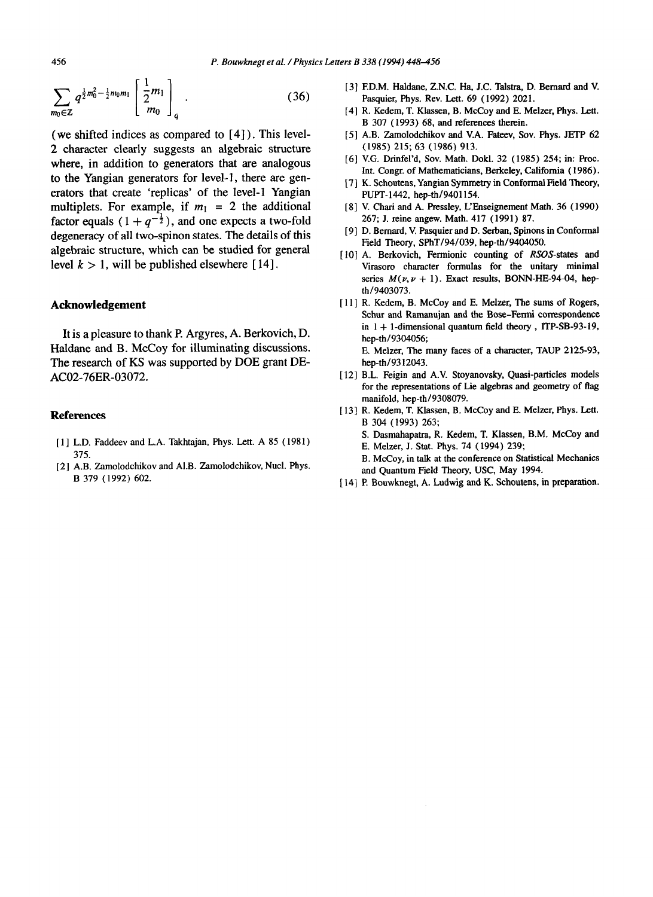$$\sum_{m_0\in\mathbb{Z}} q^{\frac{1}{2}m_0^2-\frac{1}{2}m_0m_1} \begin{bmatrix} \frac{1}{2}m_1 \\ m_0 \end{bmatrix}_q . \tag{36}$$

(we shifted indices as compared to [4]). This level-2 character clearly suggests an algebraic structure where, in addition to generators that are analogous to the Yangian generators for level-1, there are generators that create 'replicas' of the level-1 Yangian multiplets. For example, if $m_1 = 2$ the additional factor equals $(1+q^{-\frac{1}{2}})$, and one expects a two-fold degeneracy of all two-spinon states. The details of this algebraic structure, which can be studied for general level $k > 1$, will be published elsewhere [14].

## Acknowledgement

It is a pleasure to thank P. Argyres, A. Berkovich, D. Haldane and B. McCoy for illuminating discussions. The research of KS was supported by DOE grant DE-AC02-76ER-03072.

## References

[1] L.D. Faddeev and L.A. Takhtajan, Phys. Lett. A 85 (1981) 375.

[2] A.B. Zamolodchikov and Al.B. Zamolodchikov, Nucl. Phys. B 379 (1992) 602.

[3] F.D.M. Haldane, Z.N.C. Ha, J.C. Talstra, D. Bernard and V. Pasquier, Phys. Rev. Lett. 69 (1992) 2021.

[4] R. Kedem, T. Klassen, B. McCoy and E. Melzer, Phys. Lett. B 307 (1993) 68, and references therein.

[5] A.B. Zamolodchikov and V.A. Fateev, Sov. Phys. JETP 62 (1985) 215; 63 (1986) 913.

[6] V.G. Drinfel'd, Sov. Math. Dokl. 32 (1985) 254; in: Proc. Int. Congr. of Mathematicians, Berkeley, California (1986).

[7] K. Schoutens, Yangian Symmetry in Conformal Field Theory, PUPT-1442, hep-th/9401154.

[8] V. Chari and A. Pressley, L'Enseignement Math. 36 (1990) 267; J. reine angew. Math. 417 (1991) 87.

[9] D. Bernard, V. Pasquier and D. Serban, Spinons in Conformal Field Theory, SPhT/94/039, hep-th/9404050.

[10] A. Berkovich, Fermionic counting of *RSOS*-states and Virasoro character formulas for the unitary minimal series $M(\nu, \nu+1)$. Exact results, BONN-HE-94-04, hep-th/9403073.

[11] R. Kedem, B. McCoy and E. Melzer, The sums of Rogers, Schur and Ramanujan and the Bose–Fermi correspondence in 1 + 1-dimensional quantum field theory, ITP-SB-93-19, hep-th/9304056;
E. Melzer, The many faces of a character, TAUP 2125-93, hep-th/9312043.

[12] B.L. Feigin and A.V. Stoyanovsky, Quasi-particles models for the representations of Lie algebras and geometry of flag manifold, hep-th/9308079.

[13] R. Kedem, T. Klassen, B. McCoy and E. Melzer, Phys. Lett. B 304 (1993) 263;
S. Dasmahapatra, R. Kedem, T. Klassen, B.M. McCoy and E. Melzer, J. Stat. Phys. 74 (1994) 239;
B. McCoy, in talk at the conference on Statistical Mechanics and Quantum Field Theory, USC, May 1994.

[14] P. Bouwknegt, A. Ludwig and K. Schoutens, in preparation.